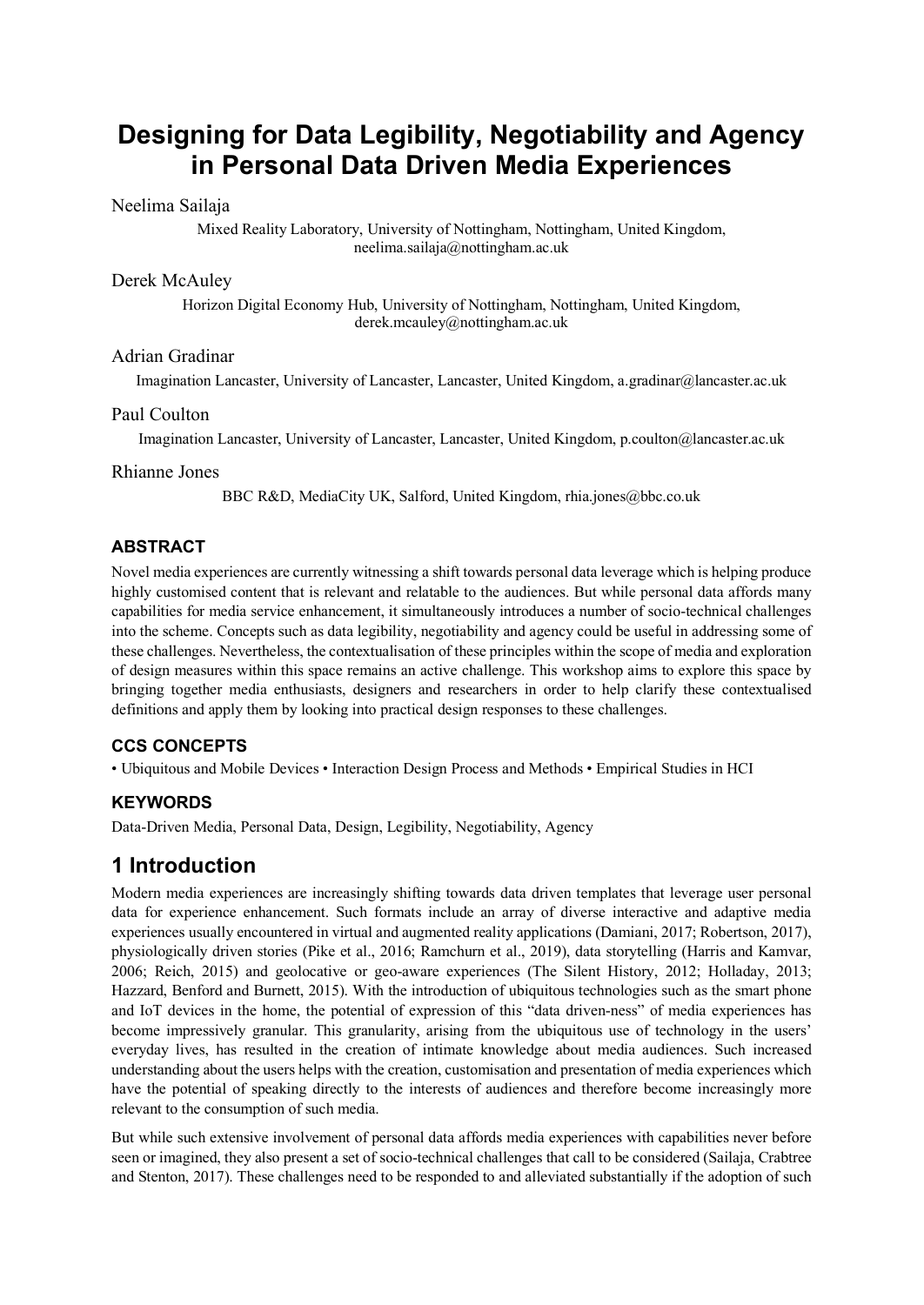# Designing for Data Legibility, Negotiability and Agency in Personal Data Driven Media Experiences

Neelima Sailaja

Mixed Reality Laboratory, University of Nottingham, Nottingham, United Kingdom, neelima.sailaja@nottingham.ac.uk

Derek McAuley

Horizon Digital Economy Hub, University of Nottingham, Nottingham, United Kingdom, derek.mcauley@nottingham.ac.uk

Adrian Gradinar

Imagination Lancaster, University of Lancaster, Lancaster, United Kingdom, a.gradinar@lancaster.ac.uk

Paul Coulton

Imagination Lancaster, University of Lancaster, Lancaster, United Kingdom, p.coulton@lancaster.ac.uk

Rhianne Jones

BBC R&D, MediaCity UK, Salford, United Kingdom, rhia.jones@bbc.co.uk

## ABSTRACT

Novel media experiences are currently witnessing a shift towards personal data leverage which is helping produce highly customised content that is relevant and relatable to the audiences. But while personal data affords many capabilities for media service enhancement, it simultaneously introduces a number of socio-technical challenges into the scheme. Concepts such as data legibility, negotiability and agency could be useful in addressing some of these challenges. Nevertheless, the contextualisation of these principles within the scope of media and exploration of design measures within this space remains an active challenge. This workshop aims to explore this space by bringing together media enthusiasts, designers and researchers in order to help clarify these contextualised definitions and apply them by looking into practical design responses to these challenges.

## CCS CONCEPTS

• Ubiquitous and Mobile Devices • Interaction Design Process and Methods • Empirical Studies in HCI

## KEYWORDS

Data-Driven Media, Personal Data, Design, Legibility, Negotiability, Agency

## 1 Introduction

Modern media experiences are increasingly shifting towards data driven templates that leverage user personal data for experience enhancement. Such formats include an array of diverse interactive and adaptive media experiences usually encountered in virtual and augmented reality applications (Damiani, 2017; Robertson, 2017), physiologically driven stories (Pike et al., 2016; Ramchurn et al., 2019), data storytelling (Harris and Kamvar, 2006; Reich, 2015) and geolocative or geo-aware experiences (The Silent History, 2012; Holladay, 2013; Hazzard, Benford and Burnett, 2015). With the introduction of ubiquitous technologies such as the smart phone and IoT devices in the home, the potential of expression of this "data driven-ness" of media experiences has become impressively granular. This granularity, arising from the ubiquitous use of technology in the users' everyday lives, has resulted in the creation of intimate knowledge about media audiences. Such increased understanding about the users helps with the creation, customisation and presentation of media experiences which have the potential of speaking directly to the interests of audiences and therefore become increasingly more relevant to the consumption of such media.

But while such extensive involvement of personal data affords media experiences with capabilities never before seen or imagined, they also present a set of socio-technical challenges that call to be considered (Sailaja, Crabtree and Stenton, 2017). These challenges need to be responded to and alleviated substantially if the adoption of such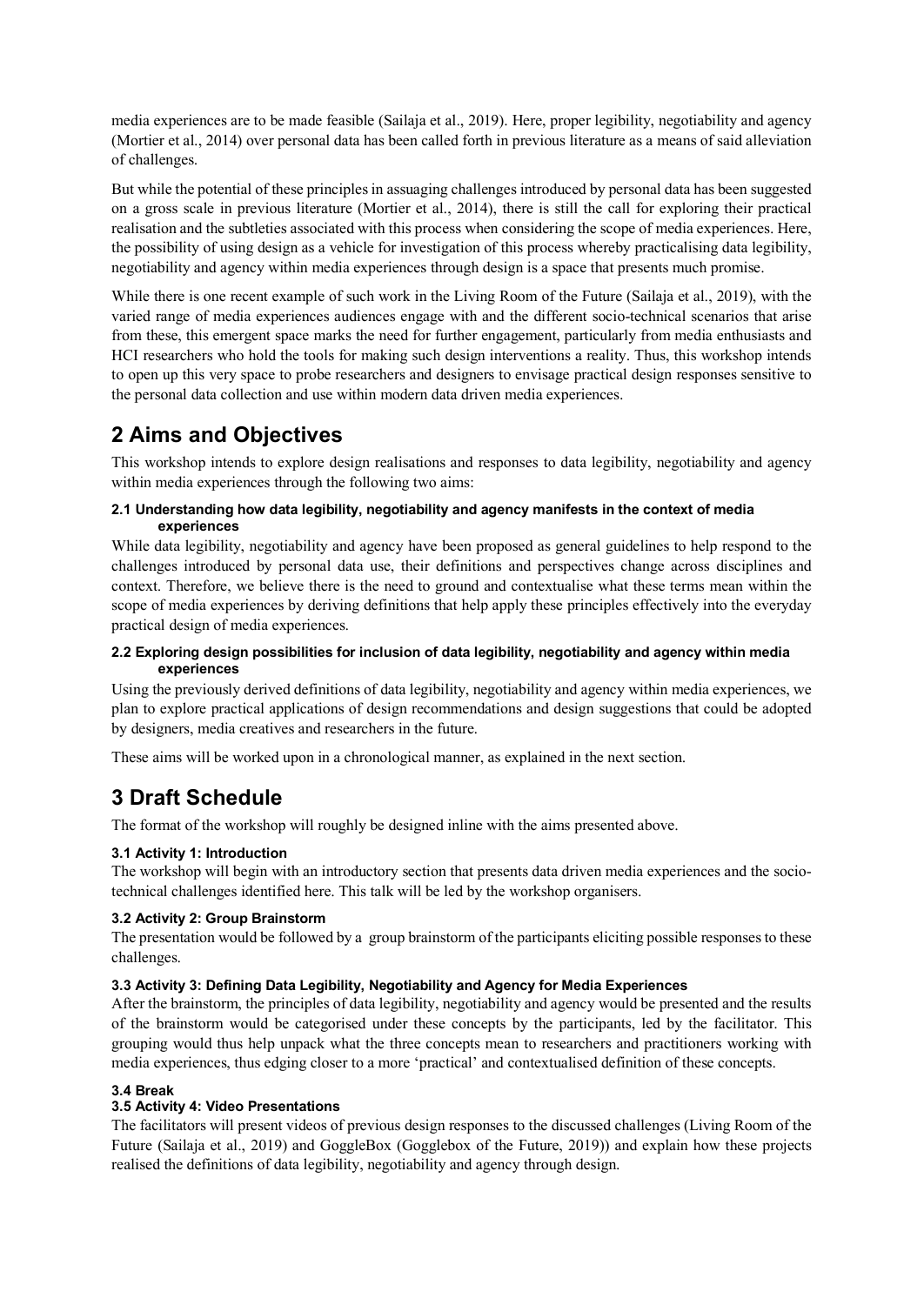media experiences are to be made feasible (Sailaja et al., 2019). Here, proper legibility, negotiability and agency (Mortier et al., 2014) over personal data has been called forth in previous literature as a means of said alleviation of challenges.

But while the potential of these principles in assuaging challenges introduced by personal data has been suggested on a gross scale in previous literature (Mortier et al., 2014), there is still the call for exploring their practical realisation and the subtleties associated with this process when considering the scope of media experiences. Here, the possibility of using design as a vehicle for investigation of this process whereby practicalising data legibility, negotiability and agency within media experiences through design is a space that presents much promise.

While there is one recent example of such work in the Living Room of the Future (Sailaja et al., 2019), with the varied range of media experiences audiences engage with and the different socio-technical scenarios that arise from these, this emergent space marks the need for further engagement, particularly from media enthusiasts and HCI researchers who hold the tools for making such design interventions a reality. Thus, this workshop intends to open up this very space to probe researchers and designers to envisage practical design responses sensitive to the personal data collection and use within modern data driven media experiences.

## 2 Aims and Objectives

This workshop intends to explore design realisations and responses to data legibility, negotiability and agency within media experiences through the following two aims:

### 2.1 Understanding how data legibility, negotiability and agency manifests in the context of media experiences

While data legibility, negotiability and agency have been proposed as general guidelines to help respond to the challenges introduced by personal data use, their definitions and perspectives change across disciplines and context. Therefore, we believe there is the need to ground and contextualise what these terms mean within the scope of media experiences by deriving definitions that help apply these principles effectively into the everyday practical design of media experiences.

### 2.2 Exploring design possibilities for inclusion of data legibility, negotiability and agency within media experiences

Using the previously derived definitions of data legibility, negotiability and agency within media experiences, we plan to explore practical applications of design recommendations and design suggestions that could be adopted by designers, media creatives and researchers in the future.

These aims will be worked upon in a chronological manner, as explained in the next section.

## 3 Draft Schedule

The format of the workshop will roughly be designed inline with the aims presented above.

### 3.1 Activity 1: Introduction

The workshop will begin with an introductory section that presents data driven media experiences and the socio-technical challenges identified here. This talk will be led by the workshop organisers.

### 3.2 Activity 2: Group Brainstorm

The presentation would be followed by a group brainstorm of the participants eliciting possible responses to these challenges.

### 3.3 Activity 3: Defining Data Legibility, Negotiability and Agency for Media Experiences

After the brainstorm, the principles of data legibility, negotiability and agency would be presented and the results of the brainstorm would be categorised under these concepts by the participants, led by the facilitator. This grouping would thus help unpack what the three concepts mean to researchers and practitioners working with media experiences, thus edging closer to a more 'practical' and contextualised definition of these concepts.

### 3.4 Break

### 3.5 Activity 4: Video Presentations

The facilitators will present videos of previous design responses to the discussed challenges (Living Room of the Future (Sailaja et al., 2019) and GoggleBox (Gogglebox of the Future, 2019)) and explain how these projects realised the definitions of data legibility, negotiability and agency through design.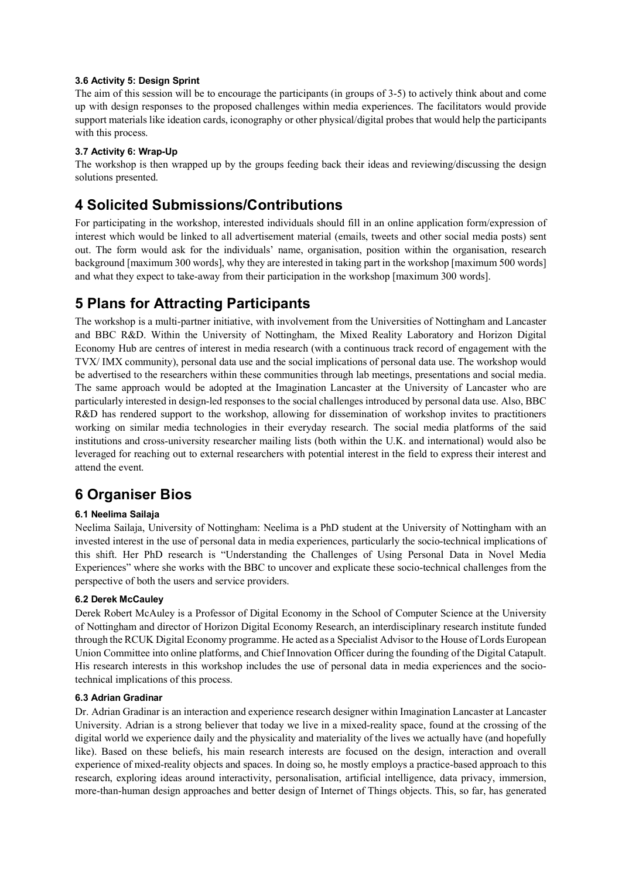### 3.6 Activity 5: Design Sprint

The aim of this session will be to encourage the participants (in groups of 3-5) to actively think about and come up with design responses to the proposed challenges within media experiences. The facilitators would provide support materials like ideation cards, iconography or other physical/digital probes that would help the participants with this process.

### 3.7 Activity 6: Wrap-Up

The workshop is then wrapped up by the groups feeding back their ideas and reviewing/discussing the design solutions presented.

## 4 Solicited Submissions/Contributions

For participating in the workshop, interested individuals should fill in an online application form/expression of interest which would be linked to all advertisement material (emails, tweets and other social media posts) sent out. The form would ask for the individuals' name, organisation, position within the organisation, research background [maximum 300 words], why they are interested in taking part in the workshop [maximum 500 words] and what they expect to take-away from their participation in the workshop [maximum 300 words].

## 5 Plans for Attracting Participants

The workshop is a multi-partner initiative, with involvement from the Universities of Nottingham and Lancaster and BBC R&D. Within the University of Nottingham, the Mixed Reality Laboratory and Horizon Digital Economy Hub are centres of interest in media research (with a continuous track record of engagement with the TVX/ IMX community), personal data use and the social implications of personal data use. The workshop would be advertised to the researchers within these communities through lab meetings, presentations and social media. The same approach would be adopted at the Imagination Lancaster at the University of Lancaster who are particularly interested in design-led responses to the social challenges introduced by personal data use. Also, BBC R&D has rendered support to the workshop, allowing for dissemination of workshop invites to practitioners working on similar media technologies in their everyday research. The social media platforms of the said institutions and cross-university researcher mailing lists (both within the U.K. and international) would also be leveraged for reaching out to external researchers with potential interest in the field to express their interest and attend the event.

## 6 Organiser Bios

### 6.1 Neelima Sailaja

Neelima Sailaja, University of Nottingham: Neelima is a PhD student at the University of Nottingham with an invested interest in the use of personal data in media experiences, particularly the socio-technical implications of this shift. Her PhD research is "Understanding the Challenges of Using Personal Data in Novel Media Experiences" where she works with the BBC to uncover and explicate these socio-technical challenges from the perspective of both the users and service providers.

### 6.2 Derek McCauley

Derek Robert McAuley is a Professor of Digital Economy in the School of Computer Science at the University of Nottingham and director of Horizon Digital Economy Research, an interdisciplinary research institute funded through the RCUK Digital Economy programme. He acted as a Specialist Advisor to the House of Lords European Union Committee into online platforms, and Chief Innovation Officer during the founding of the Digital Catapult. His research interests in this workshop includes the use of personal data in media experiences and the socio-technical implications of this process.

### 6.3 Adrian Gradinar

Dr. Adrian Gradinar is an interaction and experience research designer within Imagination Lancaster at Lancaster University. Adrian is a strong believer that today we live in a mixed-reality space, found at the crossing of the digital world we experience daily and the physicality and materiality of the lives we actually have (and hopefully like). Based on these beliefs, his main research interests are focused on the design, interaction and overall experience of mixed-reality objects and spaces. In doing so, he mostly employs a practice-based approach to this research, exploring ideas around interactivity, personalisation, artificial intelligence, data privacy, immersion, more-than-human design approaches and better design of Internet of Things objects. This, so far, has generated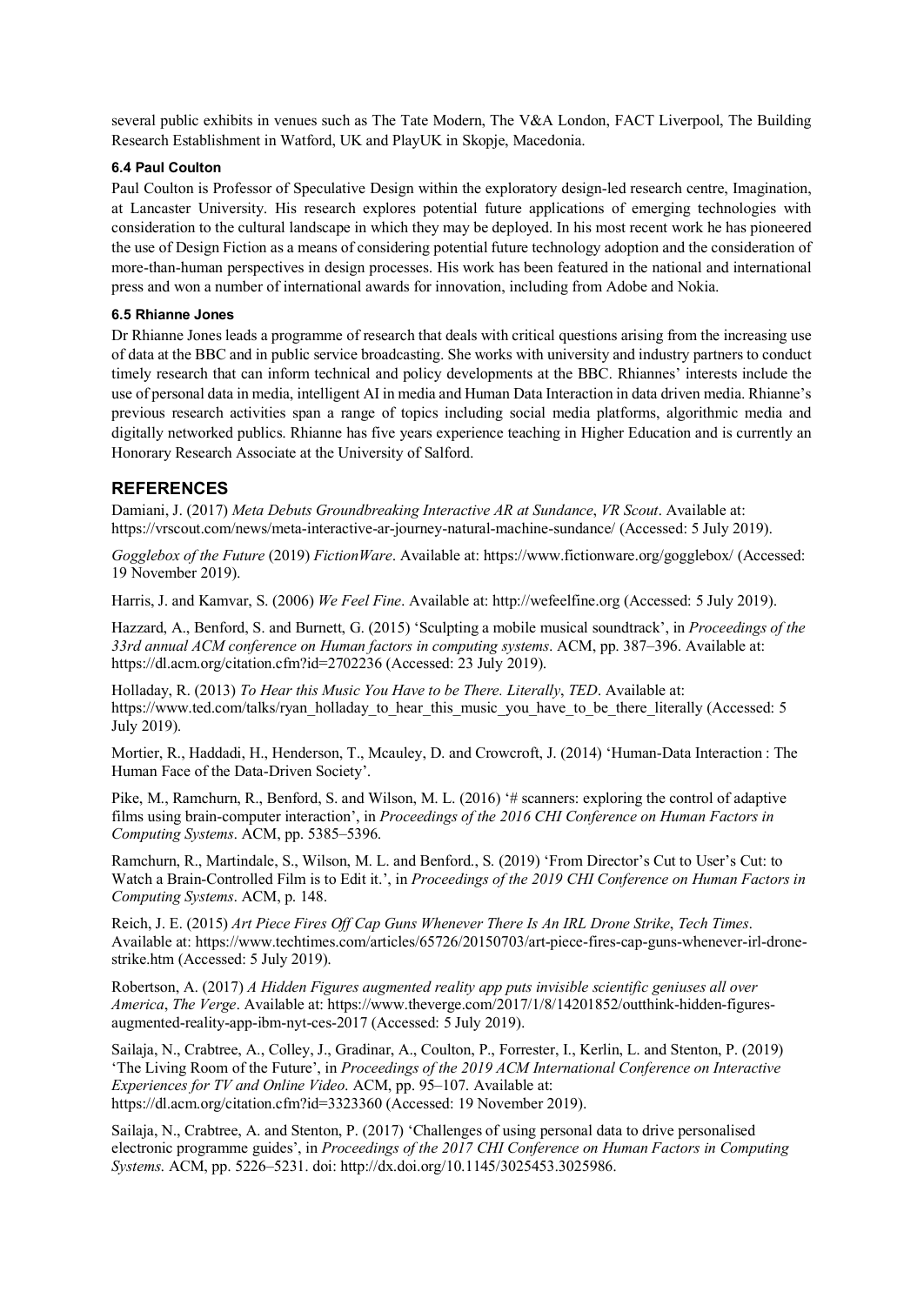several public exhibits in venues such as The Tate Modern, The V&A London, FACT Liverpool, The Building Research Establishment in Watford, UK and PlayUK in Skopje, Macedonia.

### 6.4 Paul Coulton

Paul Coulton is Professor of Speculative Design within the exploratory design-led research centre, Imagination, at Lancaster University. His research explores potential future applications of emerging technologies with consideration to the cultural landscape in which they may be deployed. In his most recent work he has pioneered the use of Design Fiction as a means of considering potential future technology adoption and the consideration of more-than-human perspectives in design processes. His work has been featured in the national and international press and won a number of international awards for innovation, including from Adobe and Nokia.

### 6.5 Rhianne Jones

Dr Rhianne Jones leads a programme of research that deals with critical questions arising from the increasing use of data at the BBC and in public service broadcasting. She works with university and industry partners to conduct timely research that can inform technical and policy developments at the BBC. Rhiannes' interests include the use of personal data in media, intelligent AI in media and Human Data Interaction in data driven media. Rhianne's previous research activities span a range of topics including social media platforms, algorithmic media and digitally networked publics. Rhianne has five years experience teaching in Higher Education and is currently an Honorary Research Associate at the University of Salford.

## REFERENCES

Damiani, J. (2017) *Meta Debuts Groundbreaking Interactive AR at Sundance*, *VR Scout*. Available at: https://vrscout.com/news/meta-interactive-ar-journey-natural-machine-sundance/ (Accessed: 5 July 2019).

*Gogglebox of the Future* (2019) *FictionWare*. Available at: https://www.fictionware.org/gogglebox/ (Accessed: 19 November 2019).

Harris, J. and Kamvar, S. (2006) *We Feel Fine*. Available at: http://wefeelfine.org (Accessed: 5 July 2019).

Hazzard, A., Benford, S. and Burnett, G. (2015) 'Sculpting a mobile musical soundtrack', in *Proceedings of the 33rd annual ACM conference on Human factors in computing systems*. ACM, pp. 387–396. Available at: https://dl.acm.org/citation.cfm?id=2702236 (Accessed: 23 July 2019).

Holladay, R. (2013) *To Hear this Music You Have to be There. Literally*, *TED*. Available at: https://www.ted.com/talks/ryan_holladay_to_hear_this_music_you_have_to_be_there_literally (Accessed: 5 July 2019).

Mortier, R., Haddadi, H., Henderson, T., Mcauley, D. and Crowcroft, J. (2014) 'Human-Data Interaction : The Human Face of the Data-Driven Society'.

Pike, M., Ramchurn, R., Benford, S. and Wilson, M. L. (2016) '# scanners: exploring the control of adaptive films using brain-computer interaction', in *Proceedings of the 2016 CHI Conference on Human Factors in Computing Systems*. ACM, pp. 5385–5396.

Ramchurn, R., Martindale, S., Wilson, M. L. and Benford., S. (2019) 'From Director's Cut to User's Cut: to Watch a Brain-Controlled Film is to Edit it.', in *Proceedings of the 2019 CHI Conference on Human Factors in Computing Systems*. ACM, p. 148.

Reich, J. E. (2015) *Art Piece Fires Off Cap Guns Whenever There Is An IRL Drone Strike*, *Tech Times*. Available at: https://www.techtimes.com/articles/65726/20150703/art-piece-fires-cap-guns-whenever-irl-drone-strike.htm (Accessed: 5 July 2019).

Robertson, A. (2017) *A Hidden Figures augmented reality app puts invisible scientific geniuses all over America*, *The Verge*. Available at: https://www.theverge.com/2017/1/8/14201852/outthink-hidden-figures-augmented-reality-app-ibm-nyt-ces-2017 (Accessed: 5 July 2019).

Sailaja, N., Crabtree, A., Colley, J., Gradinar, A., Coulton, P., Forrester, I., Kerlin, L. and Stenton, P. (2019) 'The Living Room of the Future', in *Proceedings of the 2019 ACM International Conference on Interactive Experiences for TV and Online Video*. ACM, pp. 95–107. Available at: https://dl.acm.org/citation.cfm?id=3323360 (Accessed: 19 November 2019).

Sailaja, N., Crabtree, A. and Stenton, P. (2017) 'Challenges of using personal data to drive personalised electronic programme guides', in *Proceedings of the 2017 CHI Conference on Human Factors in Computing Systems*. ACM, pp. 5226–5231. doi: http://dx.doi.org/10.1145/3025453.3025986.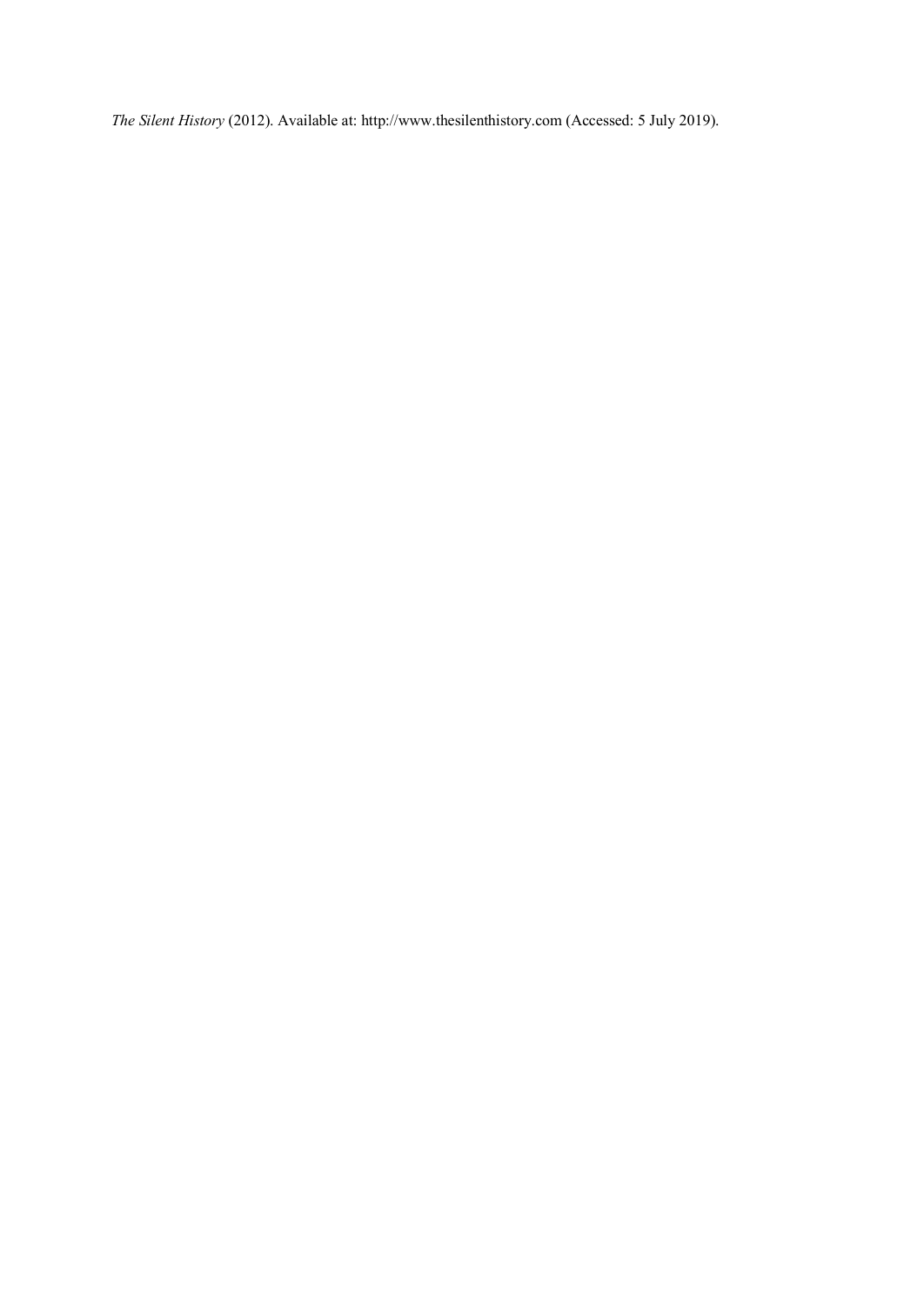*The Silent History* (2012). Available at: http://www.thesilenthistory.com (Accessed: 5 July 2019).